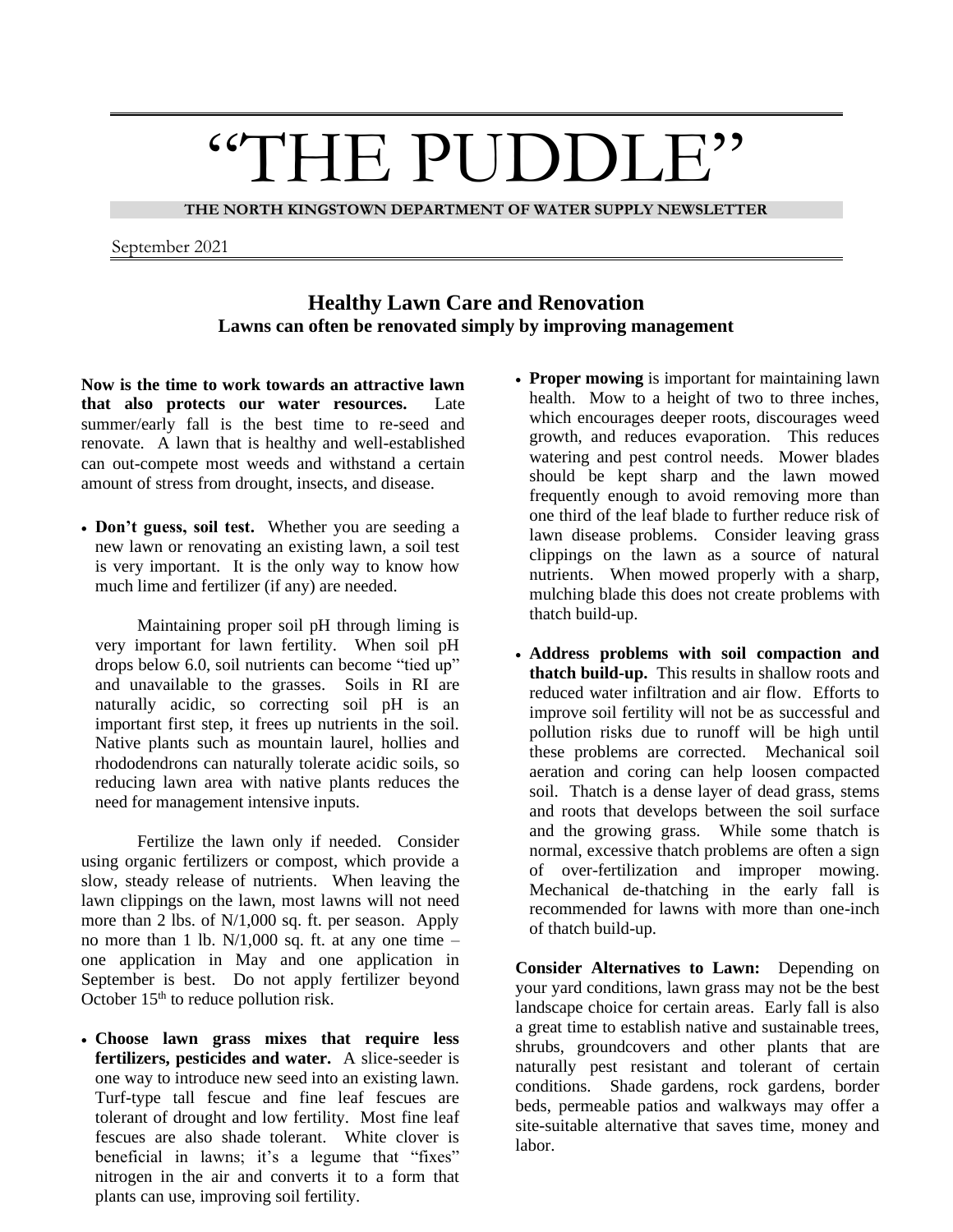# "THE PUDDLE"

**THE NORTH KINGSTOWN DEPARTMENT OF WATER SUPPLY NEWSLETTER**

September 2021

## Healthy Lawn Care and Renovation

### Lawns can often be renovated simply by improving management

**Now is the time to work towards an attractive lawn that also protects our water resources.** Late summer/early fall is the best time to re-seed and renovate. A lawn that is healthy and well-established can out-compete most weeds and withstand a certain amount of stress from drought, insects, and disease.

- **Don't guess, soil test.** Whether you are seeding a new lawn or renovating an existing lawn, a soil test is very important. It is the only way to know how much lime and fertilizer (if any) are needed.

  Maintaining proper soil pH through liming is very important for lawn fertility. When soil pH drops below 6.0, soil nutrients can become "tied up" and unavailable to the grasses. Soils in RI are naturally acidic, so correcting soil pH is an important first step, it frees up nutrients in the soil. Native plants such as mountain laurel, hollies and rhododendrons can naturally tolerate acidic soils, so reducing lawn area with native plants reduces the need for management intensive inputs.

Fertilize the lawn only if needed. Consider using organic fertilizers or compost, which provide a slow, steady release of nutrients. When leaving the lawn clippings on the lawn, most lawns will not need more than 2 lbs. of N/1,000 sq. ft. per season. Apply no more than 1 lb. N/1,000 sq. ft. at any one time – one application in May and one application in September is best. Do not apply fertilizer beyond October 15th to reduce pollution risk.

- **Choose lawn grass mixes that require less fertilizers, pesticides and water.** A slice-seeder is one way to introduce new seed into an existing lawn. Turf-type tall fescue and fine leaf fescues are tolerant of drought and low fertility. Most fine leaf fescues are also shade tolerant. White clover is beneficial in lawns; it's a legume that "fixes" nitrogen in the air and converts it to a form that plants can use, improving soil fertility.

- **Proper mowing** is important for maintaining lawn health. Mow to a height of two to three inches, which encourages deeper roots, discourages weed growth, and reduces evaporation. This reduces watering and pest control needs. Mower blades should be kept sharp and the lawn mowed frequently enough to avoid removing more than one third of the leaf blade to further reduce risk of lawn disease problems. Consider leaving grass clippings on the lawn as a source of natural nutrients. When mowed properly with a sharp, mulching blade this does not create problems with thatch build-up.

- **Address problems with soil compaction and thatch build-up.** This results in shallow roots and reduced water infiltration and air flow. Efforts to improve soil fertility will not be as successful and pollution risks due to runoff will be high until these problems are corrected. Mechanical soil aeration and coring can help loosen compacted soil. Thatch is a dense layer of dead grass, stems and roots that develops between the soil surface and the growing grass. While some thatch is normal, excessive thatch problems are often a sign of over-fertilization and improper mowing. Mechanical de-thatching in the early fall is recommended for lawns with more than one-inch of thatch build-up.

**Consider Alternatives to Lawn:** Depending on your yard conditions, lawn grass may not be the best landscape choice for certain areas. Early fall is also a great time to establish native and sustainable trees, shrubs, groundcovers and other plants that are naturally pest resistant and tolerant of certain conditions. Shade gardens, rock gardens, border beds, permeable patios and walkways may offer a site-suitable alternative that saves time, money and labor.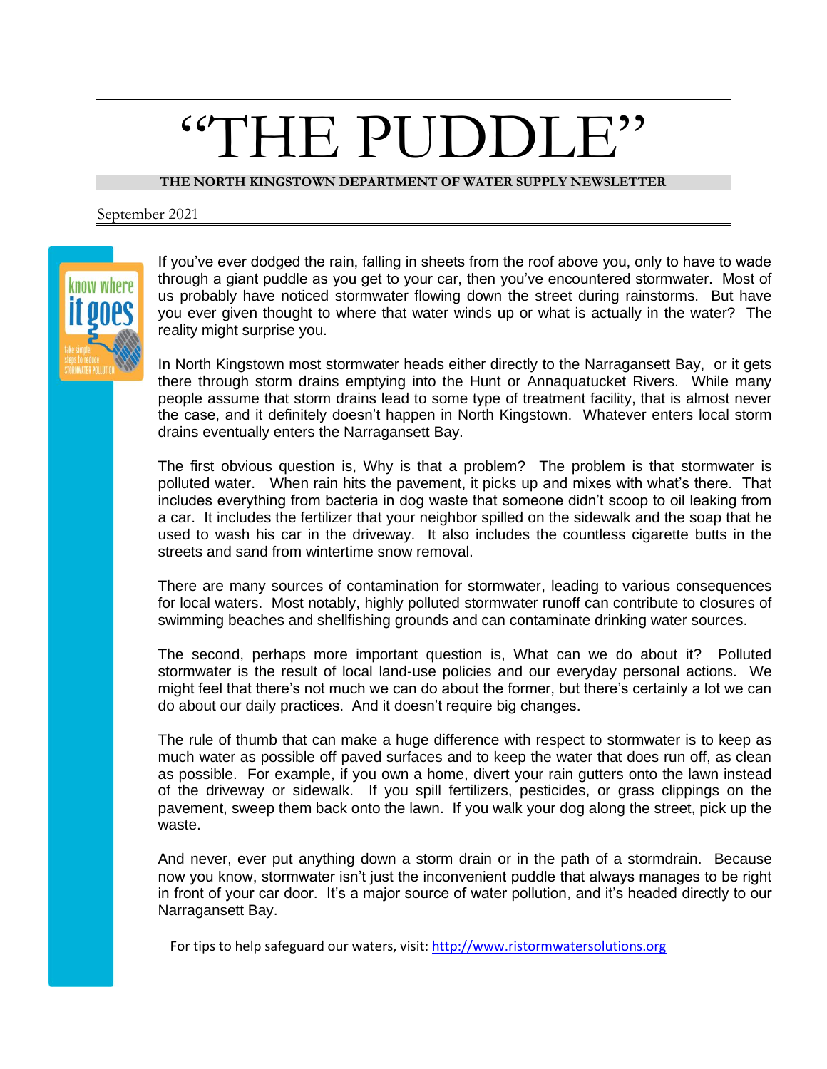# "THE PUDDLE"

**THE NORTH KINGSTOWN DEPARTMENT OF WATER SUPPLY NEWSLETTER**

September 2021

If you've ever dodged the rain, falling in sheets from the roof above you, only to have to wade through a giant puddle as you get to your car, then you've encountered stormwater. Most of us probably have noticed stormwater flowing down the street during rainstorms. But have you ever given thought to where that water winds up or what is actually in the water? The reality might surprise you.

In North Kingstown most stormwater heads either directly to the Narragansett Bay, or it gets there through storm drains emptying into the Hunt or Annaquatucket Rivers. While many people assume that storm drains lead to some type of treatment facility, that is almost never the case, and it definitely doesn't happen in North Kingstown. Whatever enters local storm drains eventually enters the Narragansett Bay.

The first obvious question is, Why is that a problem? The problem is that stormwater is polluted water. When rain hits the pavement, it picks up and mixes with what's there. That includes everything from bacteria in dog waste that someone didn't scoop to oil leaking from a car. It includes the fertilizer that your neighbor spilled on the sidewalk and the soap that he used to wash his car in the driveway. It also includes the countless cigarette butts in the streets and sand from wintertime snow removal.

There are many sources of contamination for stormwater, leading to various consequences for local waters. Most notably, highly polluted stormwater runoff can contribute to closures of swimming beaches and shellfishing grounds and can contaminate drinking water sources.

The second, perhaps more important question is, What can we do about it? Polluted stormwater is the result of local land-use policies and our everyday personal actions. We might feel that there's not much we can do about the former, but there's certainly a lot we can do about our daily practices. And it doesn't require big changes.

The rule of thumb that can make a huge difference with respect to stormwater is to keep as much water as possible off paved surfaces and to keep the water that does run off, as clean as possible. For example, if you own a home, divert your rain gutters onto the lawn instead of the driveway or sidewalk. If you spill fertilizers, pesticides, or grass clippings on the pavement, sweep them back onto the lawn. If you walk your dog along the street, pick up the waste.

And never, ever put anything down a storm drain or in the path of a stormdrain. Because now you know, stormwater isn't just the inconvenient puddle that always manages to be right in front of your car door. It's a major source of water pollution, and it's headed directly to our Narragansett Bay.

For tips to help safeguard our waters, visit: [http://www.ristormwatersolutions.org](http://www.ristormwatersolutions.org)